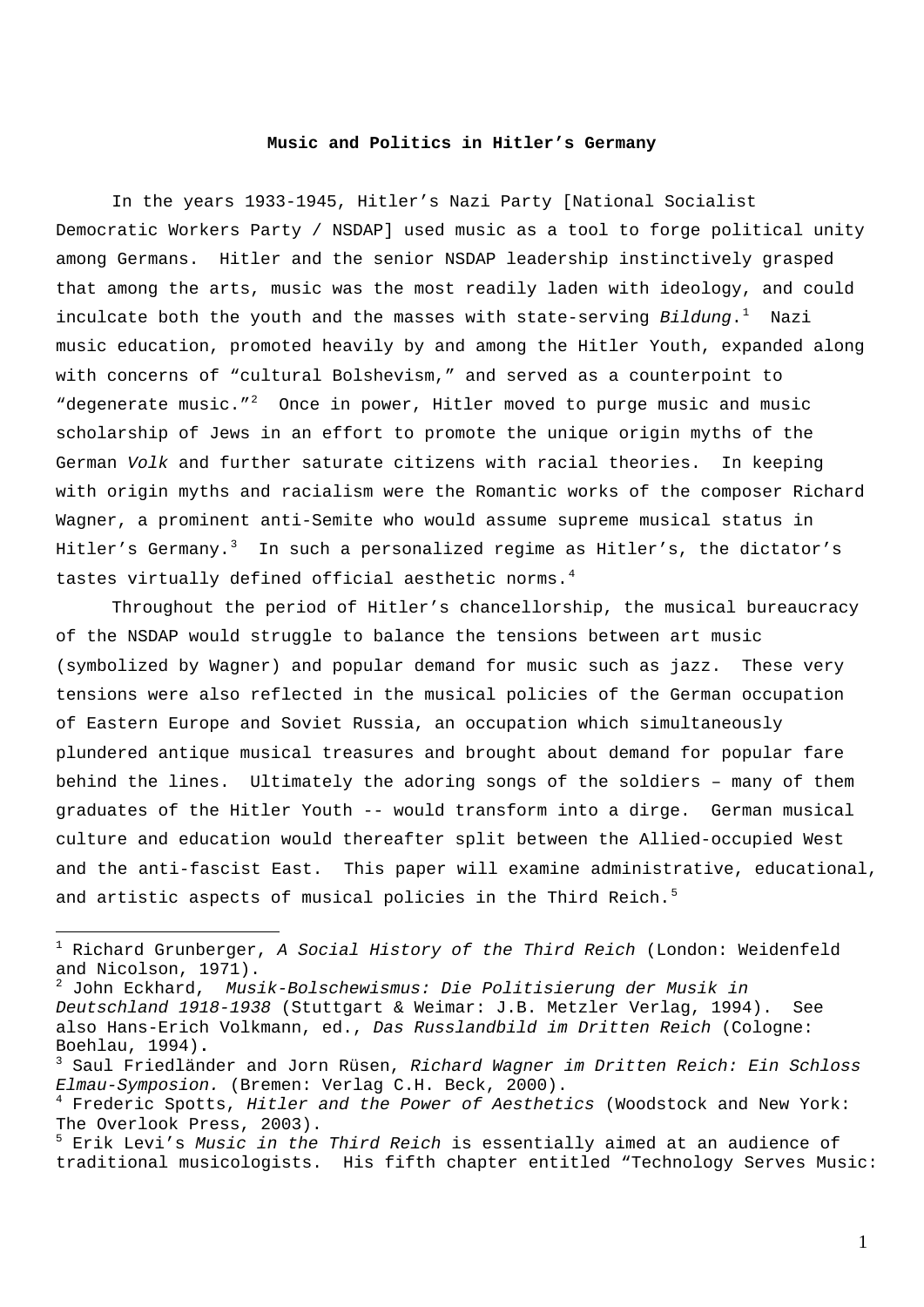**Music and Politics in Hitler's Germany**

In the years 1933-1945, Hitler's Nazi Party [National Socialist Democratic Workers Party / NSDAP] used music as a tool to forge political unity among Germans. Hitler and the senior NSDAP leadership instinctively grasped that among the arts, music was the most readily laden with ideology, and could inculcate both the youth and the masses with state-serving *Bildung*.[1] Nazi music education, promoted heavily by and among the Hitler Youth, expanded along with concerns of "cultural Bolshevism," and served as a counterpoint to "degenerate music."[2] Once in power, Hitler moved to purge music and music scholarship of Jews in an effort to promote the unique origin myths of the German *Volk* and further saturate citizens with racial theories. In keeping with origin myths and racialism were the Romantic works of the composer Richard Wagner, a prominent anti-Semite who would assume supreme musical status in Hitler's Germany.[3] In such a personalized regime as Hitler's, the dictator's tastes virtually defined official aesthetic norms.[4]

Throughout the period of Hitler's chancellorship, the musical bureaucracy of the NSDAP would struggle to balance the tensions between art music (symbolized by Wagner) and popular demand for music such as jazz. These very tensions were also reflected in the musical policies of the German occupation of Eastern Europe and Soviet Russia, an occupation which simultaneously plundered antique musical treasures and brought about demand for popular fare behind the lines. Ultimately the adoring songs of the soldiers – many of them graduates of the Hitler Youth -- would transform into a dirge. German musical culture and education would thereafter split between the Allied-occupied West and the anti-fascist East. This paper will examine administrative, educational, and artistic aspects of musical policies in the Third Reich.[5]

---

[1] Richard Grunberger, *A Social History of the Third Reich* (London: Weidenfeld and Nicolson, 1971).

[2] John Eckhard, *Musik-Bolschewismus: Die Politisierung der Musik in Deutschland 1918-1938* (Stuttgart & Weimar: J.B. Metzler Verlag, 1994). See also Hans-Erich Volkmann, ed., *Das Russlandbild im Dritten Reich* (Cologne: Boehlau, 1994).

[3] Saul Friedländer and Jorn Rüsen, *Richard Wagner im Dritten Reich: Ein Schloss Elmau-Symposion.* (Bremen: Verlag C.H. Beck, 2000).

[4] Frederic Spotts, *Hitler and the Power of Aesthetics* (Woodstock and New York: The Overlook Press, 2003).

[5] Erik Levi's *Music in the Third Reich* is essentially aimed at an audience of traditional musicologists. His fifth chapter entitled "Technology Serves Music: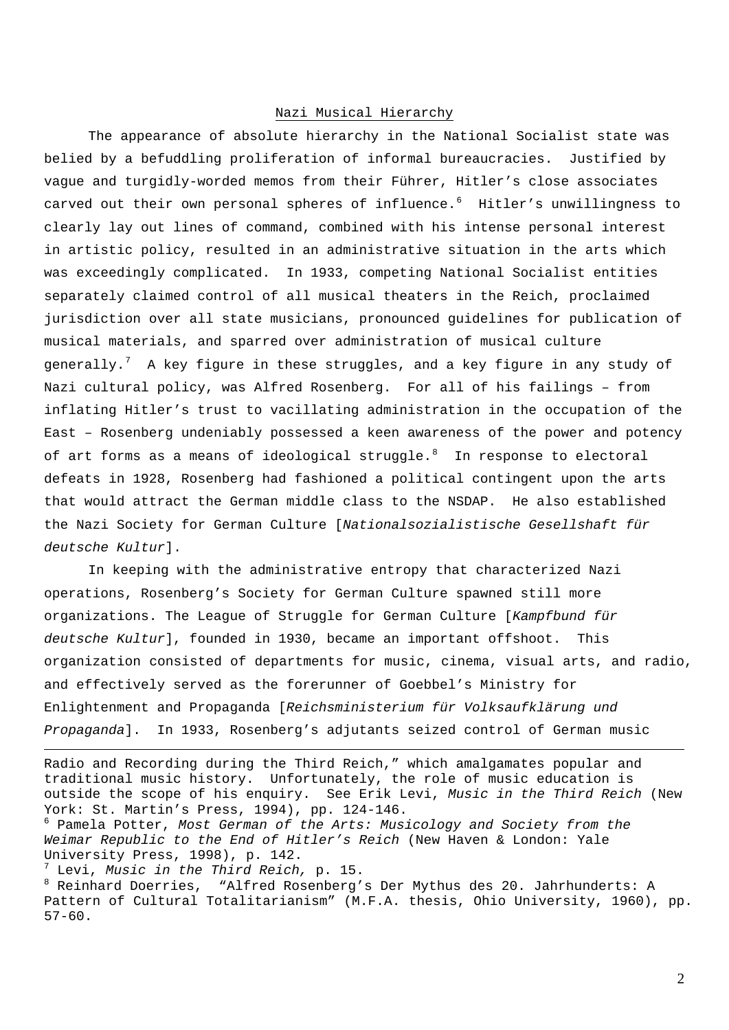## Nazi Musical Hierarchy

The appearance of absolute hierarchy in the National Socialist state was belied by a befuddling proliferation of informal bureaucracies. Justified by vague and turgidly-worded memos from their Führer, Hitler's close associates carved out their own personal spheres of influence.[6] Hitler's unwillingness to clearly lay out lines of command, combined with his intense personal interest in artistic policy, resulted in an administrative situation in the arts which was exceedingly complicated. In 1933, competing National Socialist entities separately claimed control of all musical theaters in the Reich, proclaimed jurisdiction over all state musicians, pronounced guidelines for publication of musical materials, and sparred over administration of musical culture generally.[7] A key figure in these struggles, and a key figure in any study of Nazi cultural policy, was Alfred Rosenberg. For all of his failings – from inflating Hitler's trust to vacillating administration in the occupation of the East – Rosenberg undeniably possessed a keen awareness of the power and potency of art forms as a means of ideological struggle.[8] In response to electoral defeats in 1928, Rosenberg had fashioned a political contingent upon the arts that would attract the German middle class to the NSDAP. He also established the Nazi Society for German Culture [*Nationalsozialistische Gesellshaft für deutsche Kultur*].

In keeping with the administrative entropy that characterized Nazi operations, Rosenberg's Society for German Culture spawned still more organizations. The League of Struggle for German Culture [*Kampfbund für deutsche Kultur*], founded in 1930, became an important offshoot. This organization consisted of departments for music, cinema, visual arts, and radio, and effectively served as the forerunner of Goebbel's Ministry for Enlightenment and Propaganda [*Reichsministerium für Volksaufklärung und Propaganda*]. In 1933, Rosenberg's adjutants seized control of German music

---

Radio and Recording during the Third Reich," which amalgamates popular and traditional music history. Unfortunately, the role of music education is outside the scope of his enquiry. See Erik Levi, *Music in the Third Reich* (New York: St. Martin's Press, 1994), pp. 124-146.

[6] Pamela Potter, *Most German of the Arts: Musicology and Society from the Weimar Republic to the End of Hitler's Reich* (New Haven & London: Yale University Press, 1998), p. 142.

[7] Levi, *Music in the Third Reich,* p. 15.

[8] Reinhard Doerries, "Alfred Rosenberg's Der Mythus des 20. Jahrhunderts: A Pattern of Cultural Totalitarianism" (M.F.A. thesis, Ohio University, 1960), pp. 57-60.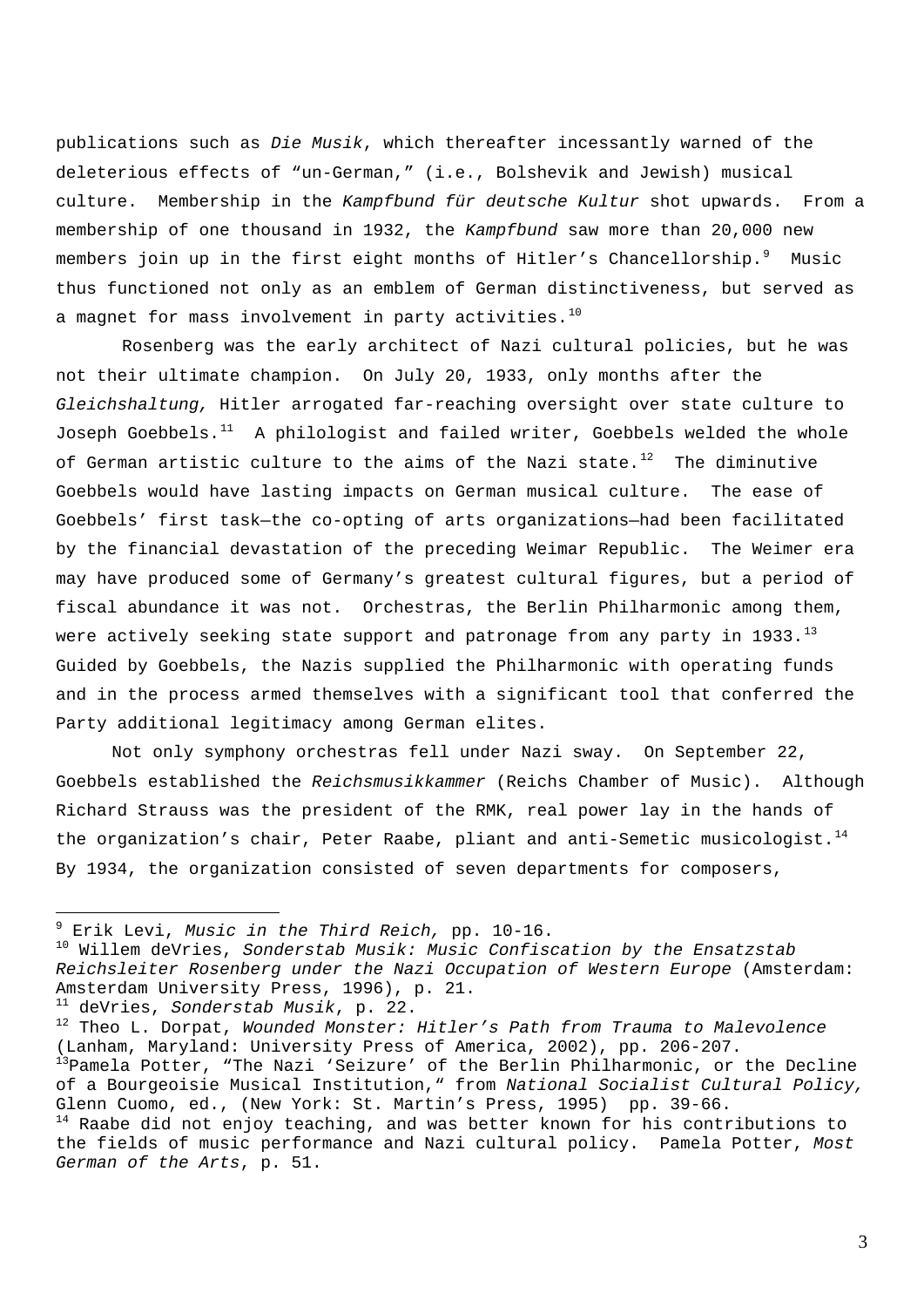publications such as *Die Musik*, which thereafter incessantly warned of the deleterious effects of "un-German," (i.e., Bolshevik and Jewish) musical culture. Membership in the *Kampfbund für deutsche Kultur* shot upwards. From a membership of one thousand in 1932, the *Kampfbund* saw more than 20,000 new members join up in the first eight months of Hitler's Chancellorship.[9] Music thus functioned not only as an emblem of German distinctiveness, but served as a magnet for mass involvement in party activities.[10]

Rosenberg was the early architect of Nazi cultural policies, but he was not their ultimate champion. On July 20, 1933, only months after the *Gleichshaltung,* Hitler arrogated far-reaching oversight over state culture to Joseph Goebbels.[11] A philologist and failed writer, Goebbels welded the whole of German artistic culture to the aims of the Nazi state.[12] The diminutive Goebbels would have lasting impacts on German musical culture. The ease of Goebbels' first task—the co-opting of arts organizations—had been facilitated by the financial devastation of the preceding Weimar Republic. The Weimer era may have produced some of Germany's greatest cultural figures, but a period of fiscal abundance it was not. Orchestras, the Berlin Philharmonic among them, were actively seeking state support and patronage from any party in 1933.[13] Guided by Goebbels, the Nazis supplied the Philharmonic with operating funds and in the process armed themselves with a significant tool that conferred the Party additional legitimacy among German elites.

Not only symphony orchestras fell under Nazi sway. On September 22, Goebbels established the *Reichsmusikkammer* (Reichs Chamber of Music). Although Richard Strauss was the president of the RMK, real power lay in the hands of the organization's chair, Peter Raabe, pliant and anti-Semetic musicologist.[14] By 1934, the organization consisted of seven departments for composers,

---

[9] Erik Levi, *Music in the Third Reich,* pp. 10-16.

[10] Willem deVries, *Sonderstab Musik: Music Confiscation by the Ensatzstab Reichsleiter Rosenberg under the Nazi Occupation of Western Europe* (Amsterdam: Amsterdam University Press, 1996), p. 21.

[11] deVries, *Sonderstab Musik*, p. 22.

[12] Theo L. Dorpat, *Wounded Monster: Hitler's Path from Trauma to Malevolence* (Lanham, Maryland: University Press of America, 2002), pp. 206-207.

[13] Pamela Potter, "The Nazi 'Seizure' of the Berlin Philharmonic, or the Decline of a Bourgeoisie Musical Institution," from *National Socialist Cultural Policy,* Glenn Cuomo, ed., (New York: St. Martin's Press, 1995) pp. 39-66.

[14] Raabe did not enjoy teaching, and was better known for his contributions to the fields of music performance and Nazi cultural policy. Pamela Potter, *Most German of the Arts*, p. 51.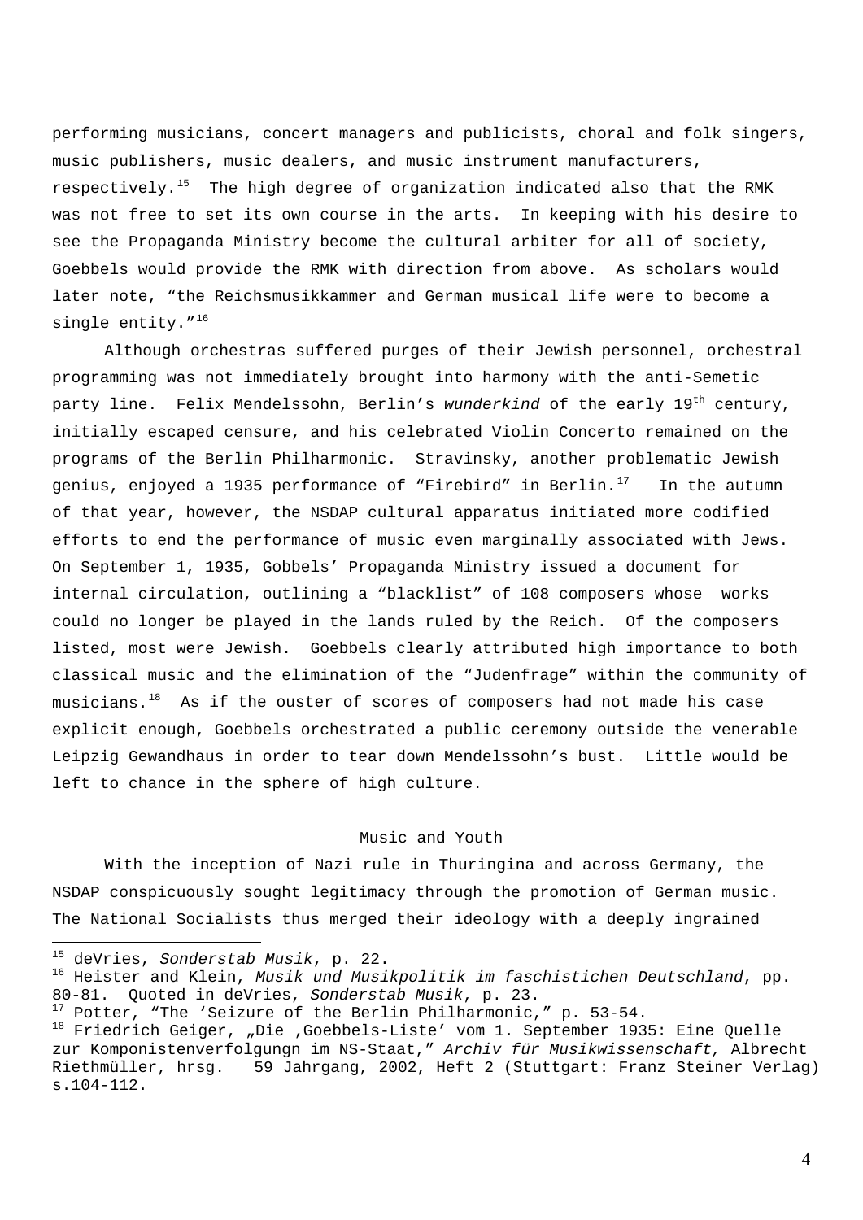performing musicians, concert managers and publicists, choral and folk singers, music publishers, music dealers, and music instrument manufacturers, respectively.[15] The high degree of organization indicated also that the RMK was not free to set its own course in the arts. In keeping with his desire to see the Propaganda Ministry become the cultural arbiter for all of society, Goebbels would provide the RMK with direction from above. As scholars would later note, "the Reichsmusikkammer and German musical life were to become a single entity."[16]

Although orchestras suffered purges of their Jewish personnel, orchestral programming was not immediately brought into harmony with the anti-Semetic party line. Felix Mendelssohn, Berlin's *wunderkind* of the early 19th century, initially escaped censure, and his celebrated Violin Concerto remained on the programs of the Berlin Philharmonic. Stravinsky, another problematic Jewish genius, enjoyed a 1935 performance of "Firebird" in Berlin.[17] In the autumn of that year, however, the NSDAP cultural apparatus initiated more codified efforts to end the performance of music even marginally associated with Jews. On September 1, 1935, Gobbels' Propaganda Ministry issued a document for internal circulation, outlining a "blacklist" of 108 composers whose works could no longer be played in the lands ruled by the Reich. Of the composers listed, most were Jewish. Goebbels clearly attributed high importance to both classical music and the elimination of the "Judenfrage" within the community of musicians.[18] As if the ouster of scores of composers had not made his case explicit enough, Goebbels orchestrated a public ceremony outside the venerable Leipzig Gewandhaus in order to tear down Mendelssohn's bust. Little would be left to chance in the sphere of high culture.

## Music and Youth

With the inception of Nazi rule in Thuringina and across Germany, the NSDAP conspicuously sought legitimacy through the promotion of German music. The National Socialists thus merged their ideology with a deeply ingrained

---

[15] deVries, *Sonderstab Musik*, p. 22.
[16] Heister and Klein, *Musik und Musikpolitik im faschistichen Deutschland*, pp. 80-81. Quoted in deVries, *Sonderstab Musik*, p. 23.
[17] Potter, "The 'Seizure of the Berlin Philharmonic," p. 53-54.
[18] Friedrich Geiger, „Die ‚Goebbels-Liste' vom 1. September 1935: Eine Quelle zur Komponistenverfolgungn im NS-Staat," *Archiv für Musikwissenschaft,* Albrecht Riethmüller, hrsg. 59 Jahrgang, 2002, Heft 2 (Stuttgart: Franz Steiner Verlag) s.104-112.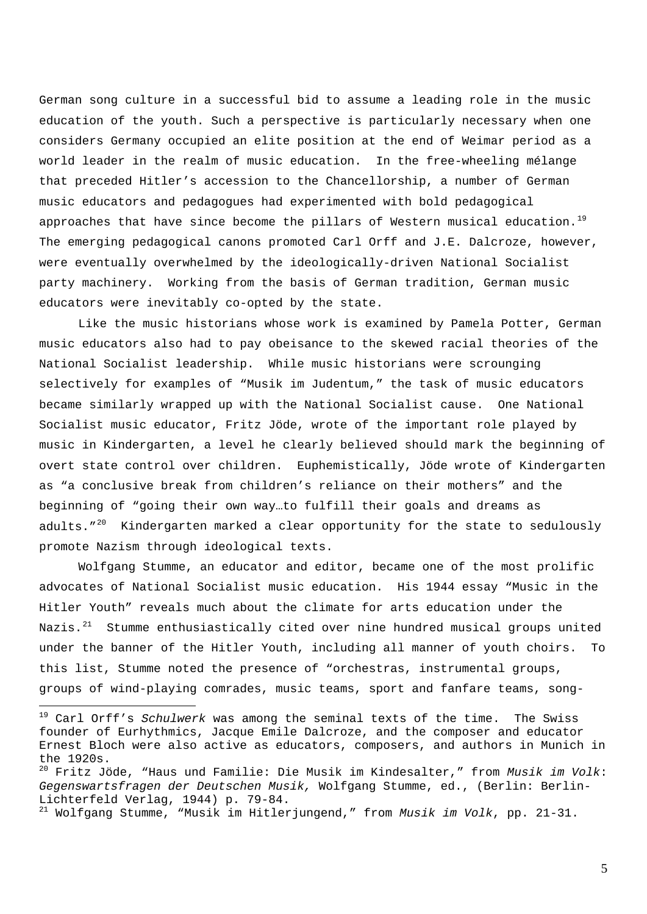German song culture in a successful bid to assume a leading role in the music education of the youth. Such a perspective is particularly necessary when one considers Germany occupied an elite position at the end of Weimar period as a world leader in the realm of music education.  In the free-wheeling mélange that preceded Hitler's accession to the Chancellorship, a number of German music educators and pedagogues had experimented with bold pedagogical approaches that have since become the pillars of Western musical education.[19] The emerging pedagogical canons promoted Carl Orff and J.E. Dalcroze, however, were eventually overwhelmed by the ideologically-driven National Socialist party machinery.  Working from the basis of German tradition, German music educators were inevitably co-opted by the state.

Like the music historians whose work is examined by Pamela Potter, German music educators also had to pay obeisance to the skewed racial theories of the National Socialist leadership.  While music historians were scrounging selectively for examples of "Musik im Judentum," the task of music educators became similarly wrapped up with the National Socialist cause.  One National Socialist music educator, Fritz Jöde, wrote of the important role played by music in Kindergarten, a level he clearly believed should mark the beginning of overt state control over children.  Euphemistically, Jöde wrote of Kindergarten as "a conclusive break from children's reliance on their mothers" and the beginning of "going their own way…to fulfill their goals and dreams as adults."[20]  Kindergarten marked a clear opportunity for the state to sedulously promote Nazism through ideological texts.

Wolfgang Stumme, an educator and editor, became one of the most prolific advocates of National Socialist music education.  His 1944 essay "Music in the Hitler Youth" reveals much about the climate for arts education under the Nazis.[21]  Stumme enthusiastically cited over nine hundred musical groups united under the banner of the Hitler Youth, including all manner of youth choirs.  To this list, Stumme noted the presence of "orchestras, instrumental groups, groups of wind-playing comrades, music teams, sport and fanfare teams, song-

---

[19] Carl Orff's *Schulwerk* was among the seminal texts of the time.  The Swiss founder of Eurhythmics, Jacque Emile Dalcroze, and the composer and educator Ernest Bloch were also active as educators, composers, and authors in Munich in the 1920s.

[20] Fritz Jöde, "Haus und Familie: Die Musik im Kindesalter," from *Musik im Volk*: *Gegenswartsfragen der Deutschen Musik,* Wolfgang Stumme, ed., (Berlin: Berlin-Lichterfeld Verlag, 1944) p. 79-84.

[21] Wolfgang Stumme, "Musik im Hitlerjungend," from *Musik im Volk*, pp. 21-31.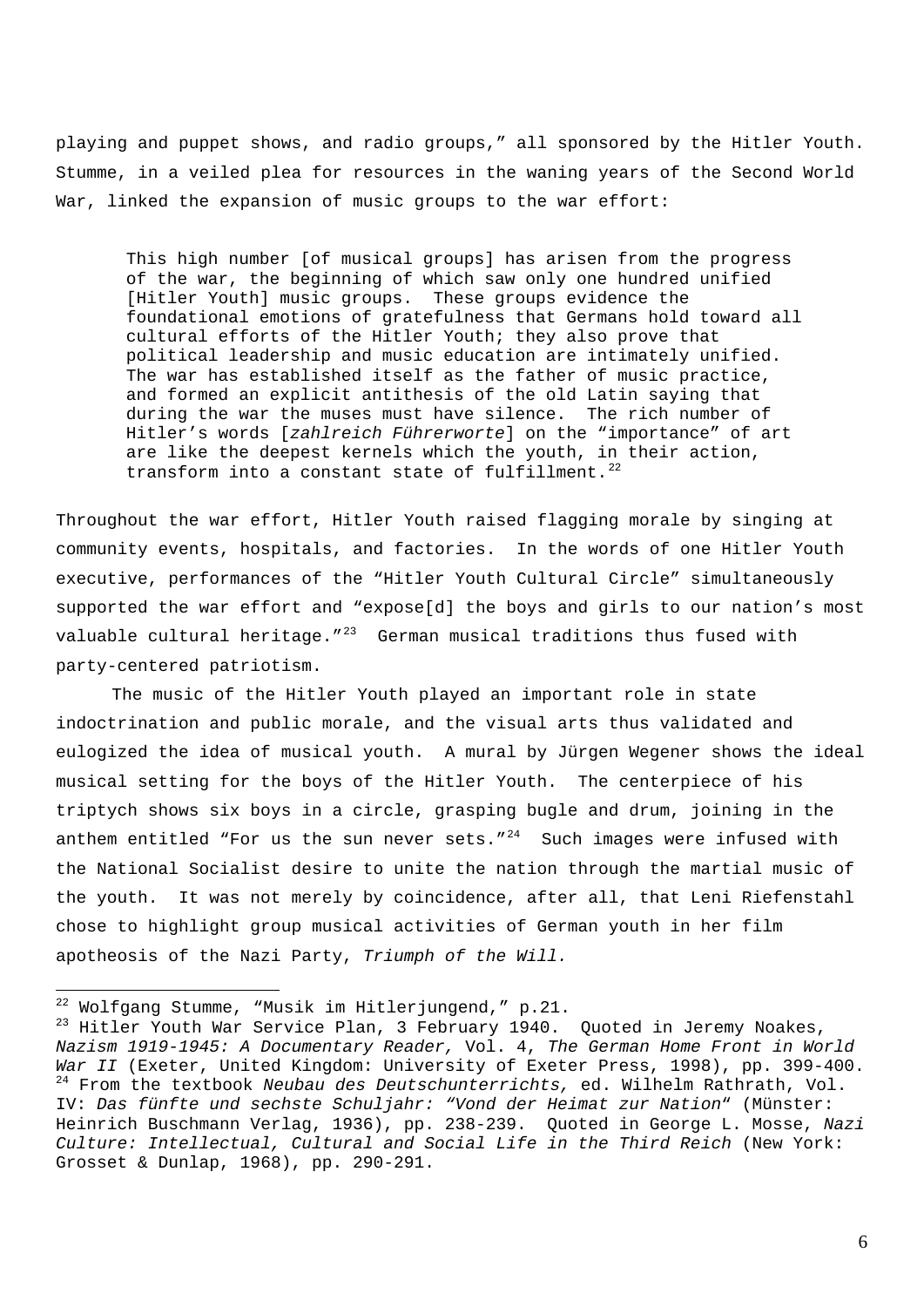playing and puppet shows, and radio groups," all sponsored by the Hitler Youth. Stumme, in a veiled plea for resources in the waning years of the Second World War, linked the expansion of music groups to the war effort:

> This high number [of musical groups] has arisen from the progress of the war, the beginning of which saw only one hundred unified [Hitler Youth] music groups. These groups evidence the foundational emotions of gratefulness that Germans hold toward all cultural efforts of the Hitler Youth; they also prove that political leadership and music education are intimately unified. The war has established itself as the father of music practice, and formed an explicit antithesis of the old Latin saying that during the war the muses must have silence. The rich number of Hitler's words [*zahlreich Führerworte*] on the "importance" of art are like the deepest kernels which the youth, in their action, transform into a constant state of fulfillment.[22]

Throughout the war effort, Hitler Youth raised flagging morale by singing at community events, hospitals, and factories. In the words of one Hitler Youth executive, performances of the "Hitler Youth Cultural Circle" simultaneously supported the war effort and "expose[d] the boys and girls to our nation's most valuable cultural heritage."[23] German musical traditions thus fused with party-centered patriotism.

The music of the Hitler Youth played an important role in state indoctrination and public morale, and the visual arts thus validated and eulogized the idea of musical youth. A mural by Jürgen Wegener shows the ideal musical setting for the boys of the Hitler Youth. The centerpiece of his triptych shows six boys in a circle, grasping bugle and drum, joining in the anthem entitled "For us the sun never sets."[24] Such images were infused with the National Socialist desire to unite the nation through the martial music of the youth. It was not merely by coincidence, after all, that Leni Riefenstahl chose to highlight group musical activities of German youth in her film apotheosis of the Nazi Party, *Triumph of the Will.*

---

[22] Wolfgang Stumme, "Musik im Hitlerjungend," p.21.

[23] Hitler Youth War Service Plan, 3 February 1940. Quoted in Jeremy Noakes, *Nazism 1919-1945: A Documentary Reader,* Vol. 4, *The German Home Front in World War II* (Exeter, United Kingdom: University of Exeter Press, 1998), pp. 399-400.

[24] From the textbook *Neubau des Deutschunterrichts,* ed. Wilhelm Rathrath, Vol. IV: *Das fünfte und sechste Schuljahr: "Vond der Heimat zur Nation"* (Münster: Heinrich Buschmann Verlag, 1936), pp. 238-239. Quoted in George L. Mosse, *Nazi Culture: Intellectual, Cultural and Social Life in the Third Reich* (New York: Grosset & Dunlap, 1968), pp. 290-291.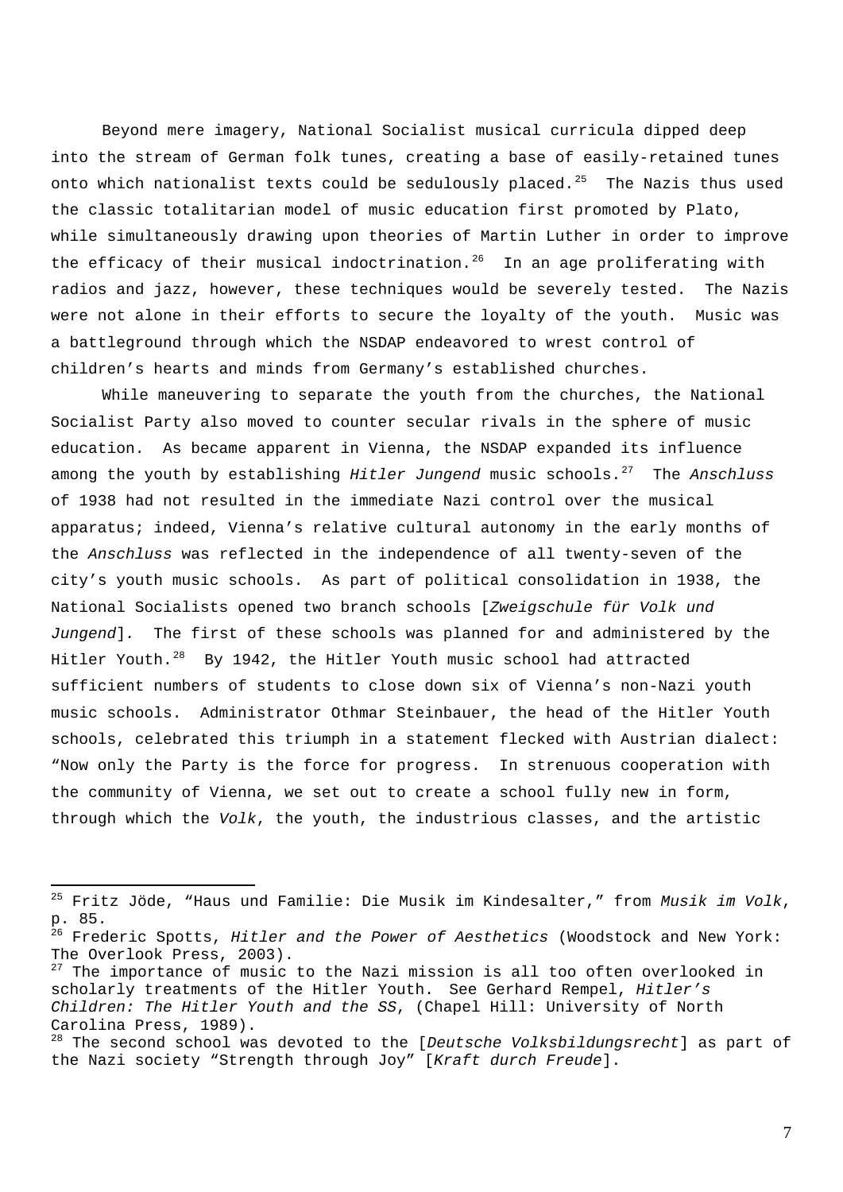Beyond mere imagery, National Socialist musical curricula dipped deep into the stream of German folk tunes, creating a base of easily-retained tunes onto which nationalist texts could be sedulously placed.[25] The Nazis thus used the classic totalitarian model of music education first promoted by Plato, while simultaneously drawing upon theories of Martin Luther in order to improve the efficacy of their musical indoctrination.[26] In an age proliferating with radios and jazz, however, these techniques would be severely tested. The Nazis were not alone in their efforts to secure the loyalty of the youth. Music was a battleground through which the NSDAP endeavored to wrest control of children's hearts and minds from Germany's established churches.

While maneuvering to separate the youth from the churches, the National Socialist Party also moved to counter secular rivals in the sphere of music education. As became apparent in Vienna, the NSDAP expanded its influence among the youth by establishing *Hitler Jungend* music schools.[27] The *Anschluss* of 1938 had not resulted in the immediate Nazi control over the musical apparatus; indeed, Vienna's relative cultural autonomy in the early months of the *Anschluss* was reflected in the independence of all twenty-seven of the city's youth music schools. As part of political consolidation in 1938, the National Socialists opened two branch schools [*Zweigschule für Volk und Jungend*]. The first of these schools was planned for and administered by the Hitler Youth.[28] By 1942, the Hitler Youth music school had attracted sufficient numbers of students to close down six of Vienna's non-Nazi youth music schools. Administrator Othmar Steinbauer, the head of the Hitler Youth schools, celebrated this triumph in a statement flecked with Austrian dialect: "Now only the Party is the force for progress. In strenuous cooperation with the community of Vienna, we set out to create a school fully new in form, through which the *Volk*, the youth, the industrious classes, and the artistic

---

[25] Fritz Jöde, "Haus und Familie: Die Musik im Kindesalter," from *Musik im Volk*, p. 85.

[26] Frederic Spotts, *Hitler and the Power of Aesthetics* (Woodstock and New York: The Overlook Press, 2003).

[27] The importance of music to the Nazi mission is all too often overlooked in scholarly treatments of the Hitler Youth. See Gerhard Rempel, *Hitler's Children: The Hitler Youth and the SS*, (Chapel Hill: University of North Carolina Press, 1989).

[28] The second school was devoted to the [*Deutsche Volksbildungsrecht*] as part of the Nazi society "Strength through Joy" [*Kraft durch Freude*].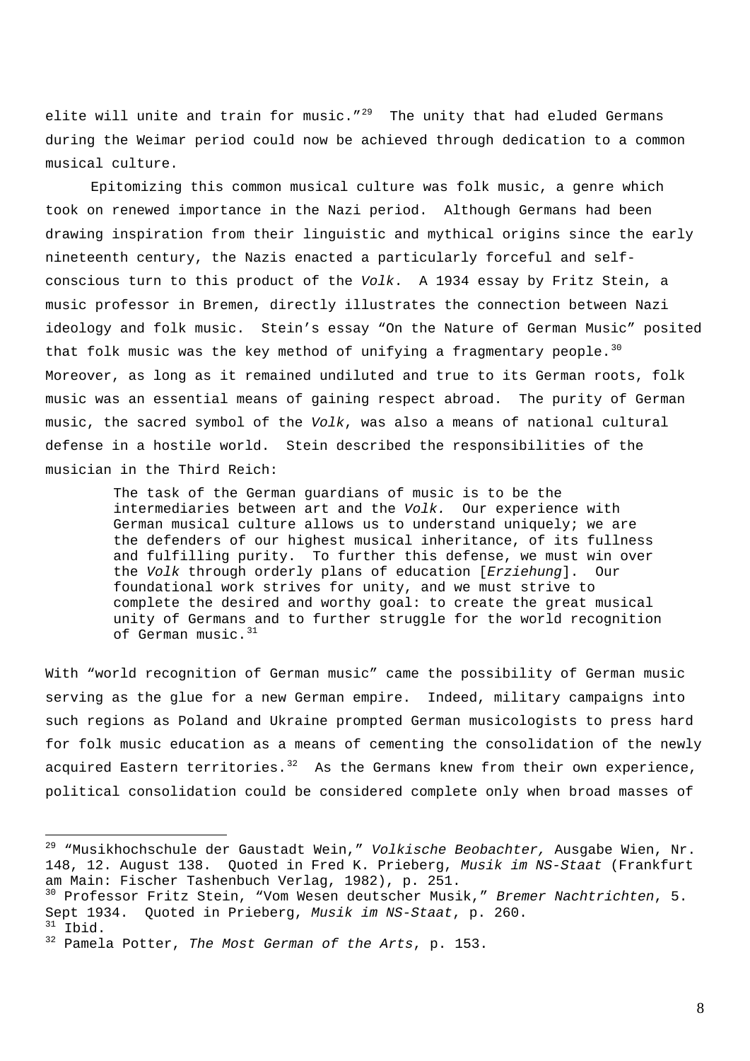elite will unite and train for music."[29] The unity that had eluded Germans during the Weimar period could now be achieved through dedication to a common musical culture.

Epitomizing this common musical culture was folk music, a genre which took on renewed importance in the Nazi period. Although Germans had been drawing inspiration from their linguistic and mythical origins since the early nineteenth century, the Nazis enacted a particularly forceful and self-conscious turn to this product of the *Volk*. A 1934 essay by Fritz Stein, a music professor in Bremen, directly illustrates the connection between Nazi ideology and folk music. Stein's essay "On the Nature of German Music" posited that folk music was the key method of unifying a fragmentary people.[30] Moreover, as long as it remained undiluted and true to its German roots, folk music was an essential means of gaining respect abroad. The purity of German music, the sacred symbol of the *Volk*, was also a means of national cultural defense in a hostile world. Stein described the responsibilities of the musician in the Third Reich:

> The task of the German guardians of music is to be the intermediaries between art and the *Volk.* Our experience with German musical culture allows us to understand uniquely; we are the defenders of our highest musical inheritance, of its fullness and fulfilling purity. To further this defense, we must win over the *Volk* through orderly plans of education [*Erziehung*]. Our foundational work strives for unity, and we must strive to complete the desired and worthy goal: to create the great musical unity of Germans and to further struggle for the world recognition of German music.[31]

With "world recognition of German music" came the possibility of German music serving as the glue for a new German empire. Indeed, military campaigns into such regions as Poland and Ukraine prompted German musicologists to press hard for folk music education as a means of cementing the consolidation of the newly acquired Eastern territories.[32] As the Germans knew from their own experience, political consolidation could be considered complete only when broad masses of

---

[29] "Musikhochschule der Gaustadt Wein," *Volkische Beobachter,* Ausgabe Wien, Nr. 148, 12. August 138. Quoted in Fred K. Prieberg, *Musik im NS-Staat* (Frankfurt am Main: Fischer Tashenbuch Verlag, 1982), p. 251.

[30] Professor Fritz Stein, "Vom Wesen deutscher Musik," *Bremer Nachtrichten*, 5. Sept 1934. Quoted in Prieberg, *Musik im NS-Staat*, p. 260.

[31] Ibid.

[32] Pamela Potter, *The Most German of the Arts*, p. 153.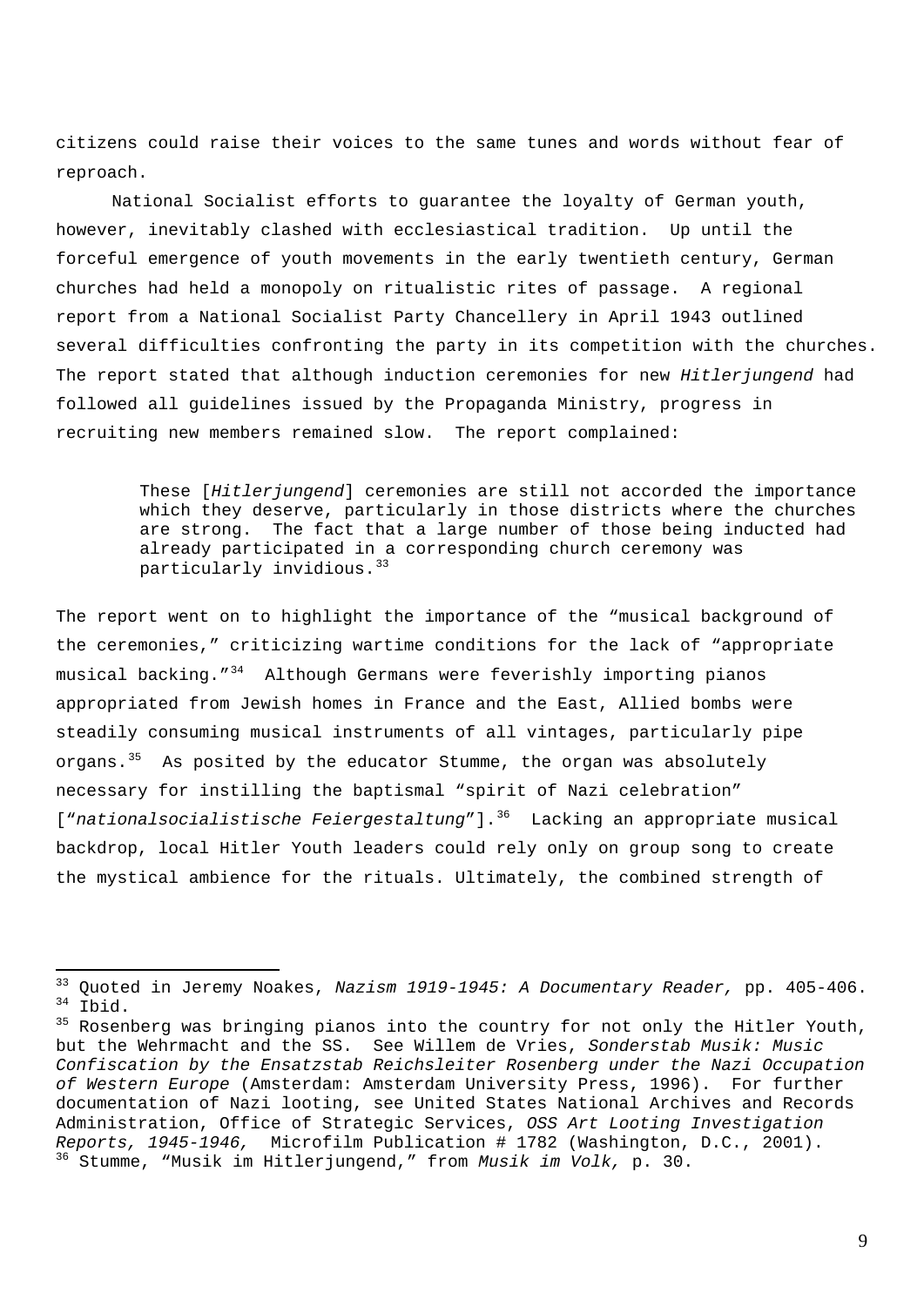citizens could raise their voices to the same tunes and words without fear of reproach.

National Socialist efforts to guarantee the loyalty of German youth, however, inevitably clashed with ecclesiastical tradition. Up until the forceful emergence of youth movements in the early twentieth century, German churches had held a monopoly on ritualistic rites of passage. A regional report from a National Socialist Party Chancellery in April 1943 outlined several difficulties confronting the party in its competition with the churches. The report stated that although induction ceremonies for new *Hitlerjungend* had followed all guidelines issued by the Propaganda Ministry, progress in recruiting new members remained slow. The report complained:

> These [*Hitlerjungend*] ceremonies are still not accorded the importance which they deserve, particularly in those districts where the churches are strong. The fact that a large number of those being inducted had already participated in a corresponding church ceremony was particularly invidious.[33]

The report went on to highlight the importance of the "musical background of the ceremonies," criticizing wartime conditions for the lack of "appropriate musical backing."[34] Although Germans were feverishly importing pianos appropriated from Jewish homes in France and the East, Allied bombs were steadily consuming musical instruments of all vintages, particularly pipe organs.[35] As posited by the educator Stumme, the organ was absolutely necessary for instilling the baptismal "spirit of Nazi celebration" ["*nationalsocialistische Feiergestaltung*"].[36] Lacking an appropriate musical backdrop, local Hitler Youth leaders could rely only on group song to create the mystical ambience for the rituals. Ultimately, the combined strength of

---

[33] Quoted in Jeremy Noakes, *Nazism 1919-1945: A Documentary Reader,* pp. 405-406.

[34] Ibid.

[35] Rosenberg was bringing pianos into the country for not only the Hitler Youth, but the Wehrmacht and the SS. See Willem de Vries, *Sonderstab Musik: Music Confiscation by the Ensatzstab Reichsleiter Rosenberg under the Nazi Occupation of Western Europe* (Amsterdam: Amsterdam University Press, 1996). For further documentation of Nazi looting, see United States National Archives and Records Administration, Office of Strategic Services, *OSS Art Looting Investigation Reports, 1945-1946,* Microfilm Publication # 1782 (Washington, D.C., 2001).

[36] Stumme, "Musik im Hitlerjungend," from *Musik im Volk,* p. 30.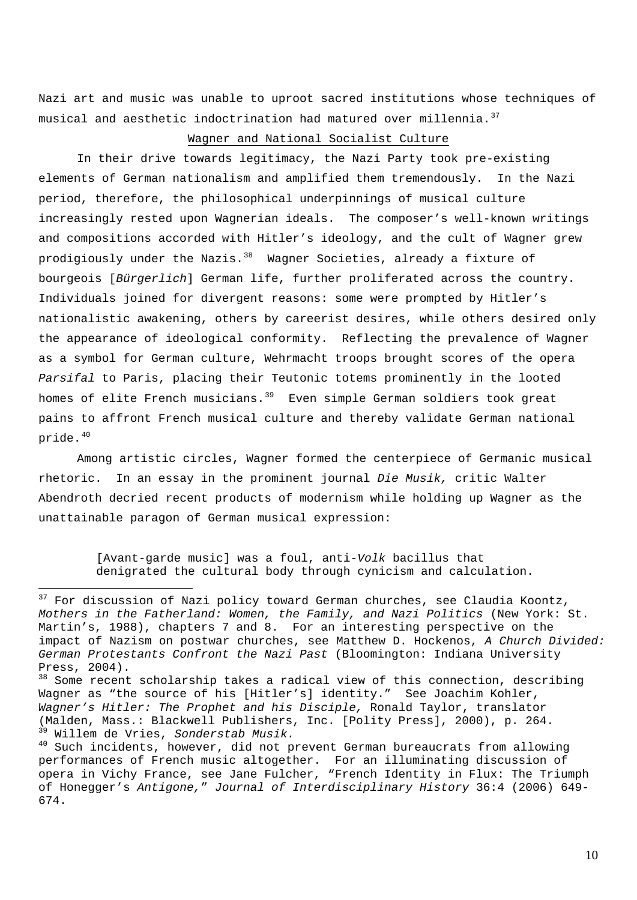Nazi art and music was unable to uproot sacred institutions whose techniques of musical and aesthetic indoctrination had matured over millennia.[37]

## Wagner and National Socialist Culture

In their drive towards legitimacy, the Nazi Party took pre-existing elements of German nationalism and amplified them tremendously. In the Nazi period, therefore, the philosophical underpinnings of musical culture increasingly rested upon Wagnerian ideals. The composer's well-known writings and compositions accorded with Hitler's ideology, and the cult of Wagner grew prodigiously under the Nazis.[38] Wagner Societies, already a fixture of bourgeois [*Bürgerlich*] German life, further proliferated across the country. Individuals joined for divergent reasons: some were prompted by Hitler's nationalistic awakening, others by careerist desires, while others desired only the appearance of ideological conformity. Reflecting the prevalence of Wagner as a symbol for German culture, Wehrmacht troops brought scores of the opera *Parsifal* to Paris, placing their Teutonic totems prominently in the looted homes of elite French musicians.[39] Even simple German soldiers took great pains to affront French musical culture and thereby validate German national pride.[40]

Among artistic circles, Wagner formed the centerpiece of Germanic musical rhetoric. In an essay in the prominent journal *Die Musik,* critic Walter Abendroth decried recent products of modernism while holding up Wagner as the unattainable paragon of German musical expression:

> [Avant-garde music] was a foul, anti-*Volk* bacillus that denigrated the cultural body through cynicism and calculation.

---

[37] For discussion of Nazi policy toward German churches, see Claudia Koontz, *Mothers in the Fatherland: Women, the Family, and Nazi Politics* (New York: St. Martin's, 1988), chapters 7 and 8. For an interesting perspective on the impact of Nazism on postwar churches, see Matthew D. Hockenos, *A Church Divided: German Protestants Confront the Nazi Past* (Bloomington: Indiana University Press, 2004).

[38] Some recent scholarship takes a radical view of this connection, describing Wagner as "the source of his [Hitler's] identity." See Joachim Kohler, *Wagner's Hitler: The Prophet and his Disciple,* Ronald Taylor, translator (Malden, Mass.: Blackwell Publishers, Inc. [Polity Press], 2000), p. 264.

[39] Willem de Vries, *Sonderstab Musik.*

[40] Such incidents, however, did not prevent German bureaucrats from allowing performances of French music altogether. For an illuminating discussion of opera in Vichy France, see Jane Fulcher, "French Identity in Flux: The Triumph of Honegger's *Antigone,*" *Journal of Interdisciplinary History* 36:4 (2006) 649-674.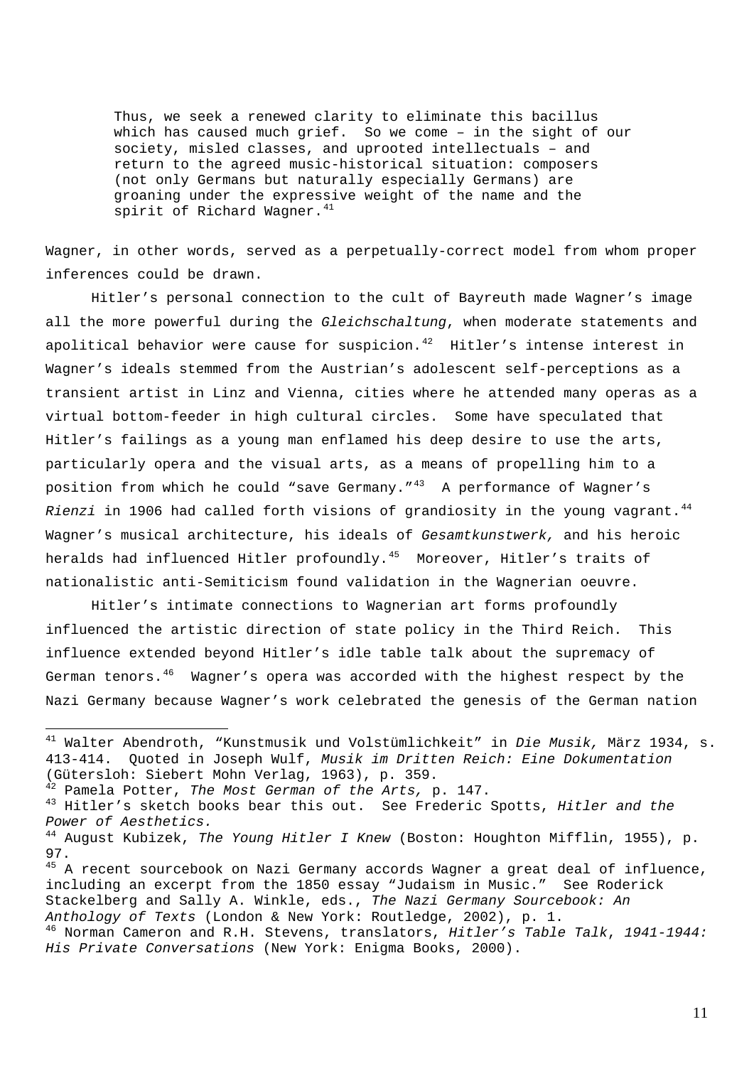> Thus, we seek a renewed clarity to eliminate this bacillus which has caused much grief. So we come – in the sight of our society, misled classes, and uprooted intellectuals – and return to the agreed music-historical situation: composers (not only Germans but naturally especially Germans) are groaning under the expressive weight of the name and the spirit of Richard Wagner.[41]

Wagner, in other words, served as a perpetually-correct model from whom proper inferences could be drawn.

Hitler's personal connection to the cult of Bayreuth made Wagner's image all the more powerful during the *Gleichschaltung*, when moderate statements and apolitical behavior were cause for suspicion.[42] Hitler's intense interest in Wagner's ideals stemmed from the Austrian's adolescent self-perceptions as a transient artist in Linz and Vienna, cities where he attended many operas as a virtual bottom-feeder in high cultural circles. Some have speculated that Hitler's failings as a young man enflamed his deep desire to use the arts, particularly opera and the visual arts, as a means of propelling him to a position from which he could "save Germany."[43] A performance of Wagner's *Rienzi* in 1906 had called forth visions of grandiosity in the young vagrant.[44] Wagner's musical architecture, his ideals of *Gesamtkunstwerk,* and his heroic heralds had influenced Hitler profoundly.[45] Moreover, Hitler's traits of nationalistic anti-Semiticism found validation in the Wagnerian oeuvre.

Hitler's intimate connections to Wagnerian art forms profoundly influenced the artistic direction of state policy in the Third Reich. This influence extended beyond Hitler's idle table talk about the supremacy of German tenors.[46] Wagner's opera was accorded with the highest respect by the Nazi Germany because Wagner's work celebrated the genesis of the German nation

---

[41] Walter Abendroth, "Kunstmusik und Volstümlichkeit" in *Die Musik,* März 1934, s. 413-414. Quoted in Joseph Wulf, *Musik im Dritten Reich: Eine Dokumentation* (Gütersloh: Siebert Mohn Verlag, 1963), p. 359.

[42] Pamela Potter, *The Most German of the Arts,* p. 147.

[43] Hitler's sketch books bear this out. See Frederic Spotts, *Hitler and the Power of Aesthetics.*

[44] August Kubizek, *The Young Hitler I Knew* (Boston: Houghton Mifflin, 1955), p. 97.

[45] A recent sourcebook on Nazi Germany accords Wagner a great deal of influence, including an excerpt from the 1850 essay "Judaism in Music." See Roderick Stackelberg and Sally A. Winkle, eds., *The Nazi Germany Sourcebook: An Anthology of Texts* (London & New York: Routledge, 2002), p. 1.

[46] Norman Cameron and R.H. Stevens, translators, *Hitler's Table Talk*, *1941-1944: His Private Conversations* (New York: Enigma Books, 2000).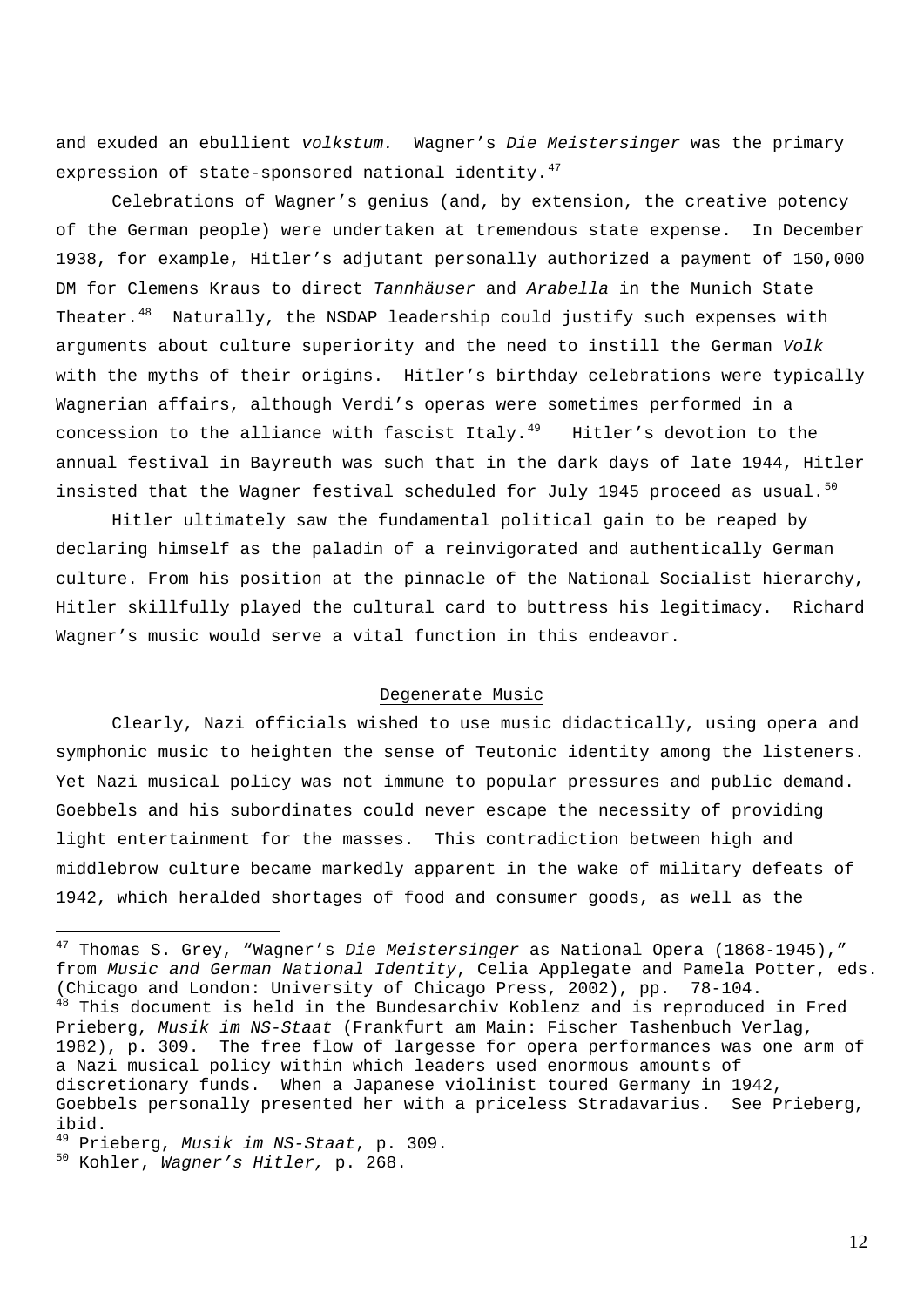and exuded an ebullient *volkstum.* Wagner's *Die Meistersinger* was the primary expression of state-sponsored national identity.[47]

Celebrations of Wagner's genius (and, by extension, the creative potency of the German people) were undertaken at tremendous state expense. In December 1938, for example, Hitler's adjutant personally authorized a payment of 150,000 DM for Clemens Kraus to direct *Tannhäuser* and *Arabella* in the Munich State Theater.[48] Naturally, the NSDAP leadership could justify such expenses with arguments about culture superiority and the need to instill the German *Volk* with the myths of their origins. Hitler's birthday celebrations were typically Wagnerian affairs, although Verdi's operas were sometimes performed in a concession to the alliance with fascist Italy.[49] Hitler's devotion to the annual festival in Bayreuth was such that in the dark days of late 1944, Hitler insisted that the Wagner festival scheduled for July 1945 proceed as usual.[50]

Hitler ultimately saw the fundamental political gain to be reaped by declaring himself as the paladin of a reinvigorated and authentically German culture. From his position at the pinnacle of the National Socialist hierarchy, Hitler skillfully played the cultural card to buttress his legitimacy. Richard Wagner's music would serve a vital function in this endeavor.

## Degenerate Music

Clearly, Nazi officials wished to use music didactically, using opera and symphonic music to heighten the sense of Teutonic identity among the listeners. Yet Nazi musical policy was not immune to popular pressures and public demand. Goebbels and his subordinates could never escape the necessity of providing light entertainment for the masses. This contradiction between high and middlebrow culture became markedly apparent in the wake of military defeats of 1942, which heralded shortages of food and consumer goods, as well as the

---

[47] Thomas S. Grey, "Wagner's *Die Meistersinger* as National Opera (1868-1945)," from *Music and German National Identity*, Celia Applegate and Pamela Potter, eds. (Chicago and London: University of Chicago Press, 2002), pp. 78-104.

[48] This document is held in the Bundesarchiv Koblenz and is reproduced in Fred Prieberg, *Musik im NS-Staat* (Frankfurt am Main: Fischer Tashenbuch Verlag, 1982), p. 309. The free flow of largesse for opera performances was one arm of a Nazi musical policy within which leaders used enormous amounts of discretionary funds. When a Japanese violinist toured Germany in 1942, Goebbels personally presented her with a priceless Stradavarius. See Prieberg, ibid.

[49] Prieberg, *Musik im NS-Staat*, p. 309.

[50] Kohler, *Wagner's Hitler,* p. 268.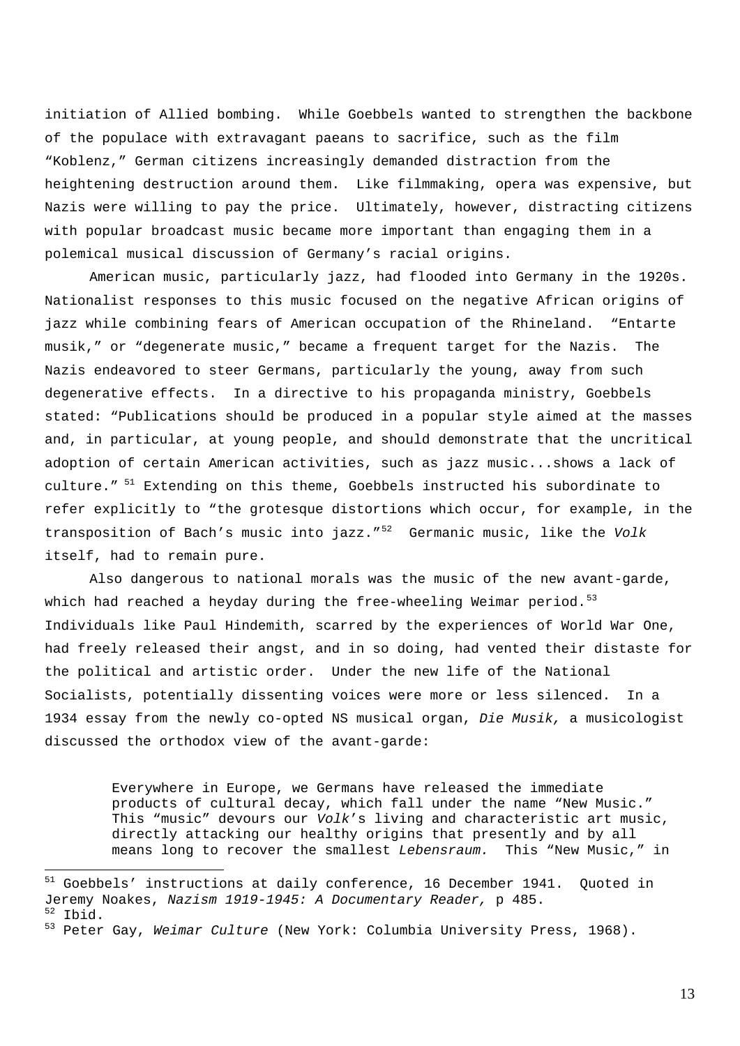initiation of Allied bombing.  While Goebbels wanted to strengthen the backbone of the populace with extravagant paeans to sacrifice, such as the film "Koblenz," German citizens increasingly demanded distraction from the heightening destruction around them.  Like filmmaking, opera was expensive, but Nazis were willing to pay the price.  Ultimately, however, distracting citizens with popular broadcast music became more important than engaging them in a polemical musical discussion of Germany's racial origins.

American music, particularly jazz, had flooded into Germany in the 1920s. Nationalist responses to this music focused on the negative African origins of jazz while combining fears of American occupation of the Rhineland.  "Entarte musik," or "degenerate music," became a frequent target for the Nazis.  The Nazis endeavored to steer Germans, particularly the young, away from such degenerative effects.  In a directive to his propaganda ministry, Goebbels stated: "Publications should be produced in a popular style aimed at the masses and, in particular, at young people, and should demonstrate that the uncritical adoption of certain American activities, such as jazz music...shows a lack of culture." [51] Extending on this theme, Goebbels instructed his subordinate to refer explicitly to "the grotesque distortions which occur, for example, in the transposition of Bach's music into jazz."[52]  Germanic music, like the *Volk* itself, had to remain pure.

Also dangerous to national morals was the music of the new avant-garde, which had reached a heyday during the free-wheeling Weimar period.[53] Individuals like Paul Hindemith, scarred by the experiences of World War One, had freely released their angst, and in so doing, had vented their distaste for the political and artistic order.  Under the new life of the National Socialists, potentially dissenting voices were more or less silenced.  In a 1934 essay from the newly co-opted NS musical organ, *Die Musik,* a musicologist discussed the orthodox view of the avant-garde:

> Everywhere in Europe, we Germans have released the immediate products of cultural decay, which fall under the name "New Music." This "music" devours our *Volk*'s living and characteristic art music, directly attacking our healthy origins that presently and by all means long to recover the smallest *Lebensraum.*  This "New Music," in

---

[51] Goebbels' instructions at daily conference, 16 December 1941.  Quoted in Jeremy Noakes, *Nazism 1919-1945: A Documentary Reader,* p 485.

[52] Ibid.

[53] Peter Gay, *Weimar Culture* (New York: Columbia University Press, 1968).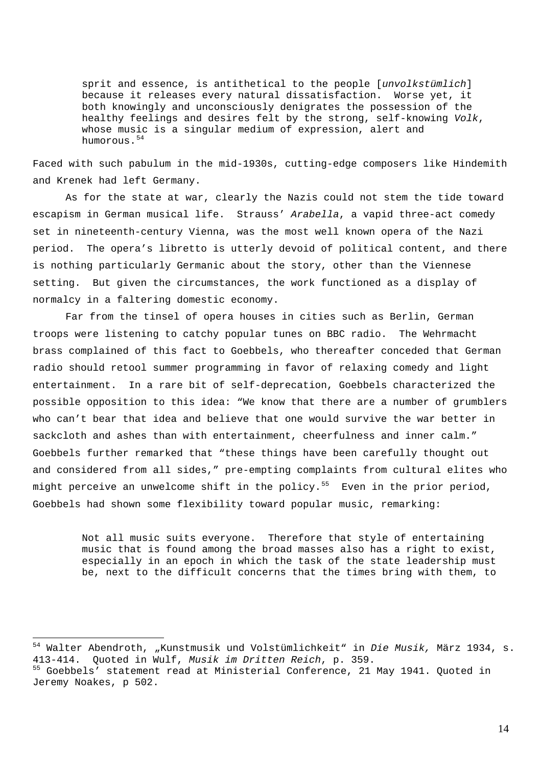> sprit and essence, is antithetical to the people [*unvolkstümlich*] because it releases every natural dissatisfaction. Worse yet, it both knowingly and unconsciously denigrates the possession of the healthy feelings and desires felt by the strong, self-knowing *Volk*, whose music is a singular medium of expression, alert and humorous.[54]

Faced with such pabulum in the mid-1930s, cutting-edge composers like Hindemith and Krenek had left Germany.

As for the state at war, clearly the Nazis could not stem the tide toward escapism in German musical life. Strauss' *Arabella*, a vapid three-act comedy set in nineteenth-century Vienna, was the most well known opera of the Nazi period. The opera's libretto is utterly devoid of political content, and there is nothing particularly Germanic about the story, other than the Viennese setting. But given the circumstances, the work functioned as a display of normalcy in a faltering domestic economy.

Far from the tinsel of opera houses in cities such as Berlin, German troops were listening to catchy popular tunes on BBC radio. The Wehrmacht brass complained of this fact to Goebbels, who thereafter conceded that German radio should retool summer programming in favor of relaxing comedy and light entertainment. In a rare bit of self-deprecation, Goebbels characterized the possible opposition to this idea: "We know that there are a number of grumblers who can't bear that idea and believe that one would survive the war better in sackcloth and ashes than with entertainment, cheerfulness and inner calm." Goebbels further remarked that "these things have been carefully thought out and considered from all sides," pre-empting complaints from cultural elites who might perceive an unwelcome shift in the policy.[55] Even in the prior period, Goebbels had shown some flexibility toward popular music, remarking:

> Not all music suits everyone. Therefore that style of entertaining music that is found among the broad masses also has a right to exist, especially in an epoch in which the task of the state leadership must be, next to the difficult concerns that the times bring with them, to

---

[54] Walter Abendroth, „Kunstmusik und Volstümlichkeit" in *Die Musik,* März 1934, s. 413-414. Quoted in Wulf, *Musik im Dritten Reich*, p. 359.

[55] Goebbels' statement read at Ministerial Conference, 21 May 1941. Quoted in Jeremy Noakes, p 502.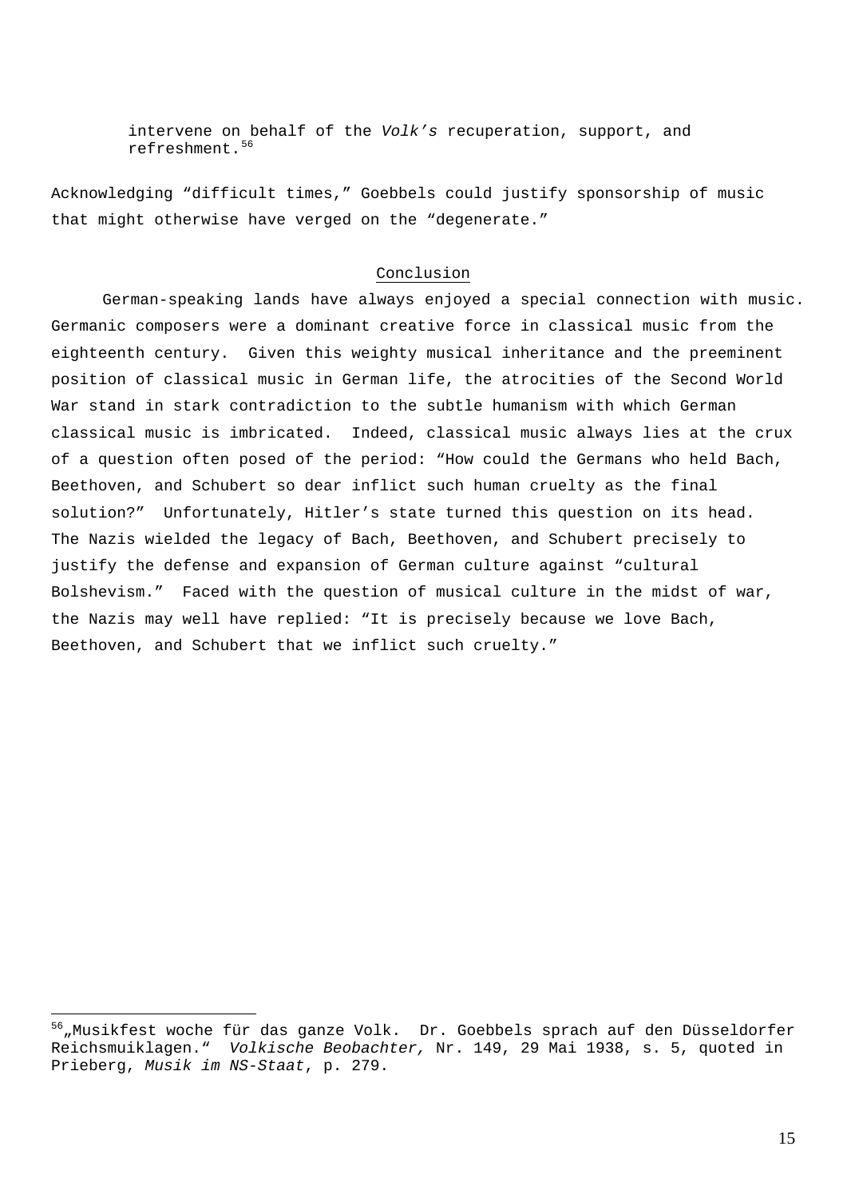> intervene on behalf of the *Volk's* recuperation, support, and refreshment.[56]

Acknowledging "difficult times," Goebbels could justify sponsorship of music that might otherwise have verged on the "degenerate."

## Conclusion

German-speaking lands have always enjoyed a special connection with music. Germanic composers were a dominant creative force in classical music from the eighteenth century. Given this weighty musical inheritance and the preeminent position of classical music in German life, the atrocities of the Second World War stand in stark contradiction to the subtle humanism with which German classical music is imbricated. Indeed, classical music always lies at the crux of a question often posed of the period: "How could the Germans who held Bach, Beethoven, and Schubert so dear inflict such human cruelty as the final solution?" Unfortunately, Hitler's state turned this question on its head. The Nazis wielded the legacy of Bach, Beethoven, and Schubert precisely to justify the defense and expansion of German culture against "cultural Bolshevism." Faced with the question of musical culture in the midst of war, the Nazis may well have replied: "It is precisely because we love Bach, Beethoven, and Schubert that we inflict such cruelty."

---

[56] „Musikfest woche für das ganze Volk. Dr. Goebbels sprach auf den Düsseldorfer Reichsmuiklagen." *Volkische Beobachter,* Nr. 149, 29 Mai 1938, s. 5, quoted in Prieberg, *Musik im NS-Staat*, p. 279.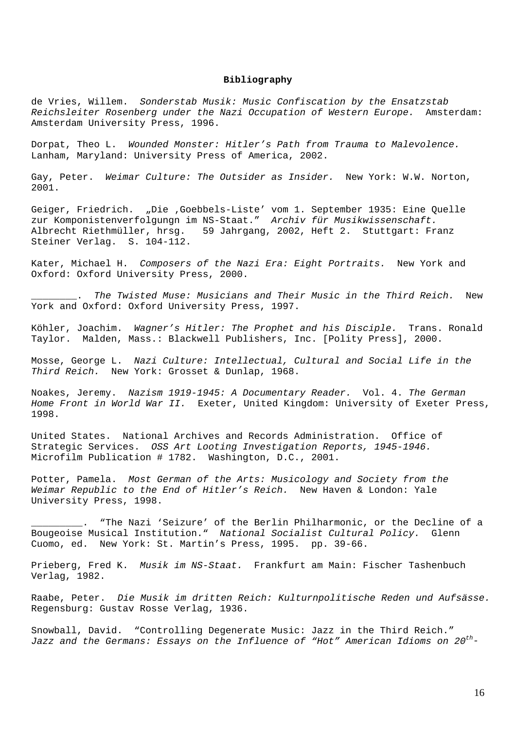**Bibliography**

de Vries, Willem. *Sonderstab Musik: Music Confiscation by the Ensatzstab Reichsleiter Rosenberg under the Nazi Occupation of Western Europe.* Amsterdam: Amsterdam University Press, 1996.

Dorpat, Theo L. *Wounded Monster: Hitler's Path from Trauma to Malevolence.* Lanham, Maryland: University Press of America, 2002.

Gay, Peter. *Weimar Culture: The Outsider as Insider.* New York: W.W. Norton, 2001.

Geiger, Friedrich. „Die ‚Goebbels-Liste' vom 1. September 1935: Eine Quelle zur Komponistenverfolgungn im NS-Staat." *Archiv für Musikwissenschaft.* Albrecht Riethmüller, hrsg. 59 Jahrgang, 2002, Heft 2. Stuttgart: Franz Steiner Verlag. S. 104-112.

Kater, Michael H. *Composers of the Nazi Era: Eight Portraits.* New York and Oxford: Oxford University Press, 2000.

_______. *The Twisted Muse: Musicians and Their Music in the Third Reich.* New York and Oxford: Oxford University Press, 1997.

Köhler, Joachim. *Wagner's Hitler: The Prophet and his Disciple.* Trans. Ronald Taylor. Malden, Mass.: Blackwell Publishers, Inc. [Polity Press], 2000.

Mosse, George L. *Nazi Culture: Intellectual, Cultural and Social Life in the Third Reich.* New York: Grosset & Dunlap, 1968.

Noakes, Jeremy. *Nazism 1919-1945: A Documentary Reader.* Vol. 4. *The German Home Front in World War II.* Exeter, United Kingdom: University of Exeter Press, 1998.

United States. National Archives and Records Administration. Office of Strategic Services. *OSS Art Looting Investigation Reports, 1945-1946.* Microfilm Publication # 1782. Washington, D.C., 2001.

Potter, Pamela. *Most German of the Arts: Musicology and Society from the Weimar Republic to the End of Hitler's Reich.* New Haven & London: Yale University Press, 1998.

________. "The Nazi 'Seizure' of the Berlin Philharmonic, or the Decline of a Bougeoise Musical Institution." *National Socialist Cultural Policy.* Glenn Cuomo, ed. New York: St. Martin's Press, 1995. pp. 39-66.

Prieberg, Fred K. *Musik im NS-Staat.* Frankfurt am Main: Fischer Tashenbuch Verlag, 1982.

Raabe, Peter. *Die Musik im dritten Reich: Kulturpolitische Reden und Aufsässe.* Regensburg: Gustav Rosse Verlag, 1936.

Snowball, David. "Controlling Degenerate Music: Jazz in the Third Reich." *Jazz and the Germans: Essays on the Influence of "Hot" American Idioms on 20th-*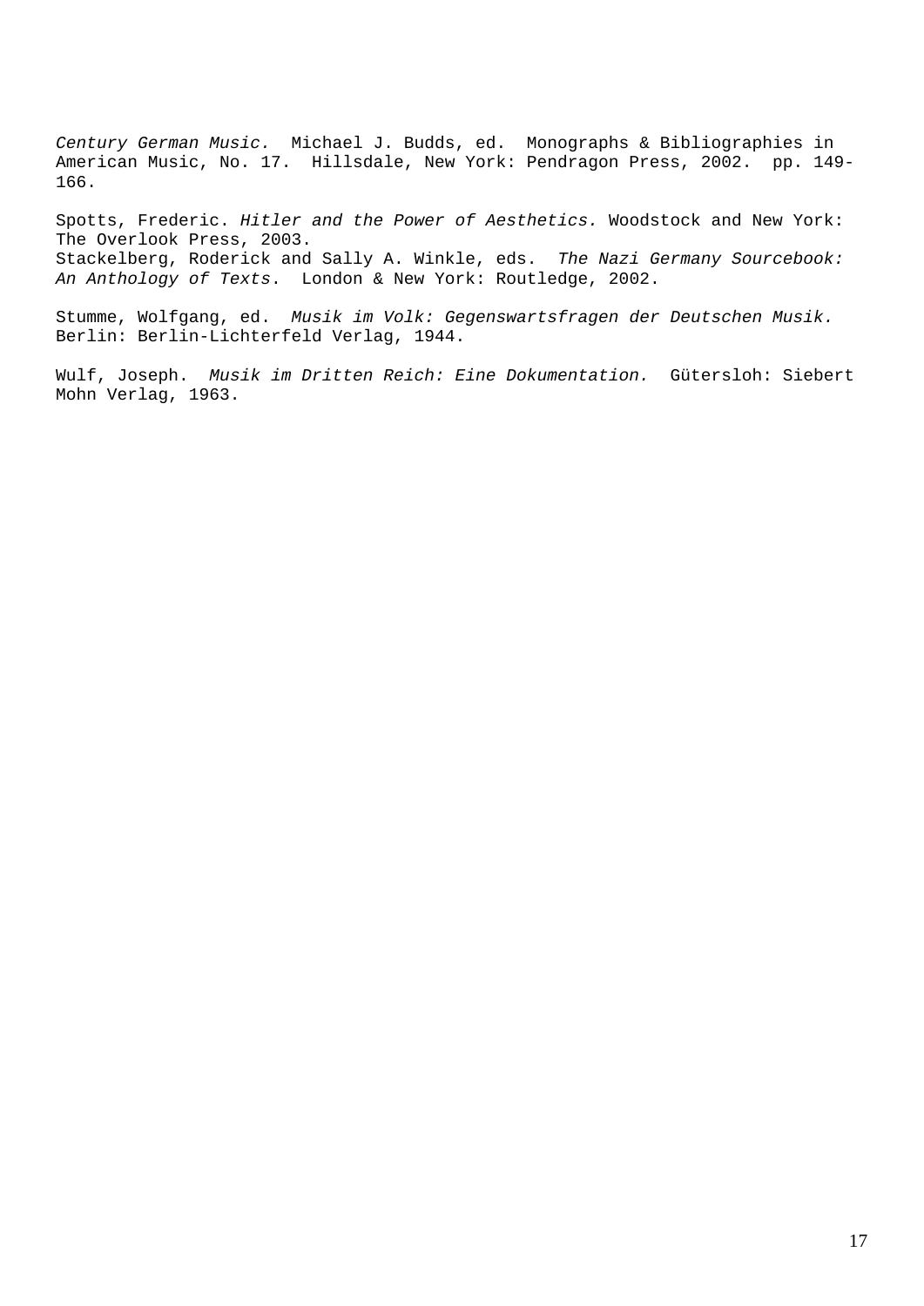*Century German Music.* Michael J. Budds, ed. Monographs & Bibliographies in American Music, No. 17. Hillsdale, New York: Pendragon Press, 2002. pp. 149-166.

Spotts, Frederic. *Hitler and the Power of Aesthetics.* Woodstock and New York: The Overlook Press, 2003.
Stackelberg, Roderick and Sally A. Winkle, eds. *The Nazi Germany Sourcebook: An Anthology of Texts*. London & New York: Routledge, 2002.

Stumme, Wolfgang, ed. *Musik im Volk: Gegenswartsfragen der Deutschen Musik.* Berlin: Berlin-Lichterfeld Verlag, 1944.

Wulf, Joseph. *Musik im Dritten Reich: Eine Dokumentation.* Gütersloh: Siebert Mohn Verlag, 1963.